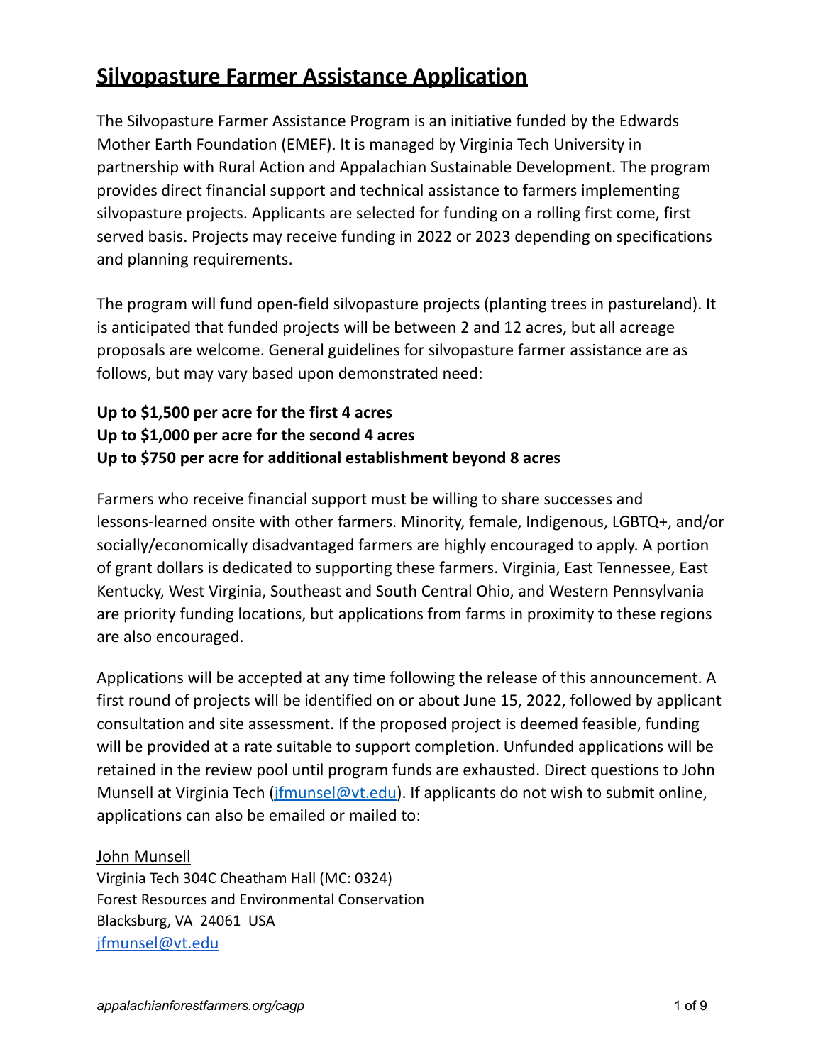# Silvopasture Farmer Assistance Application

The Silvopasture Farmer Assistance Program is an initiative funded by the Edwards Mother Earth Foundation (EMEF). It is managed by Virginia Tech University in partnership with Rural Action and Appalachian Sustainable Development. The program provides direct financial support and technical assistance to farmers implementing silvopasture projects. Applicants are selected for funding on a rolling first come, first served basis. Projects may receive funding in 2022 or 2023 depending on specifications and planning requirements.

The program will fund open-field silvopasture projects (planting trees in pastureland). It is anticipated that funded projects will be between 2 and 12 acres, but all acreage proposals are welcome. General guidelines for silvopasture farmer assistance are as follows, but may vary based upon demonstrated need:

**Up to $1,500 per acre for the first 4 acres**
**Up to $1,000 per acre for the second 4 acres**
**Up to $750 per acre for additional establishment beyond 8 acres**

Farmers who receive financial support must be willing to share successes and lessons-learned onsite with other farmers. Minority, female, Indigenous, LGBTQ+, and/or socially/economically disadvantaged farmers are highly encouraged to apply. A portion of grant dollars is dedicated to supporting these farmers. Virginia, East Tennessee, East Kentucky, West Virginia, Southeast and South Central Ohio, and Western Pennsylvania are priority funding locations, but applications from farms in proximity to these regions are also encouraged.

Applications will be accepted at any time following the release of this announcement. A first round of projects will be identified on or about June 15, 2022, followed by applicant consultation and site assessment. If the proposed project is deemed feasible, funding will be provided at a rate suitable to support completion. Unfunded applications will be retained in the review pool until program funds are exhausted. Direct questions to John Munsell at Virginia Tech (jfmunsel@vt.edu). If applicants do not wish to submit online, applications can also be emailed or mailed to:

John Munsell
Virginia Tech 304C Cheatham Hall (MC: 0324)
Forest Resources and Environmental Conservation
Blacksburg, VA 24061 USA
jfmunsel@vt.edu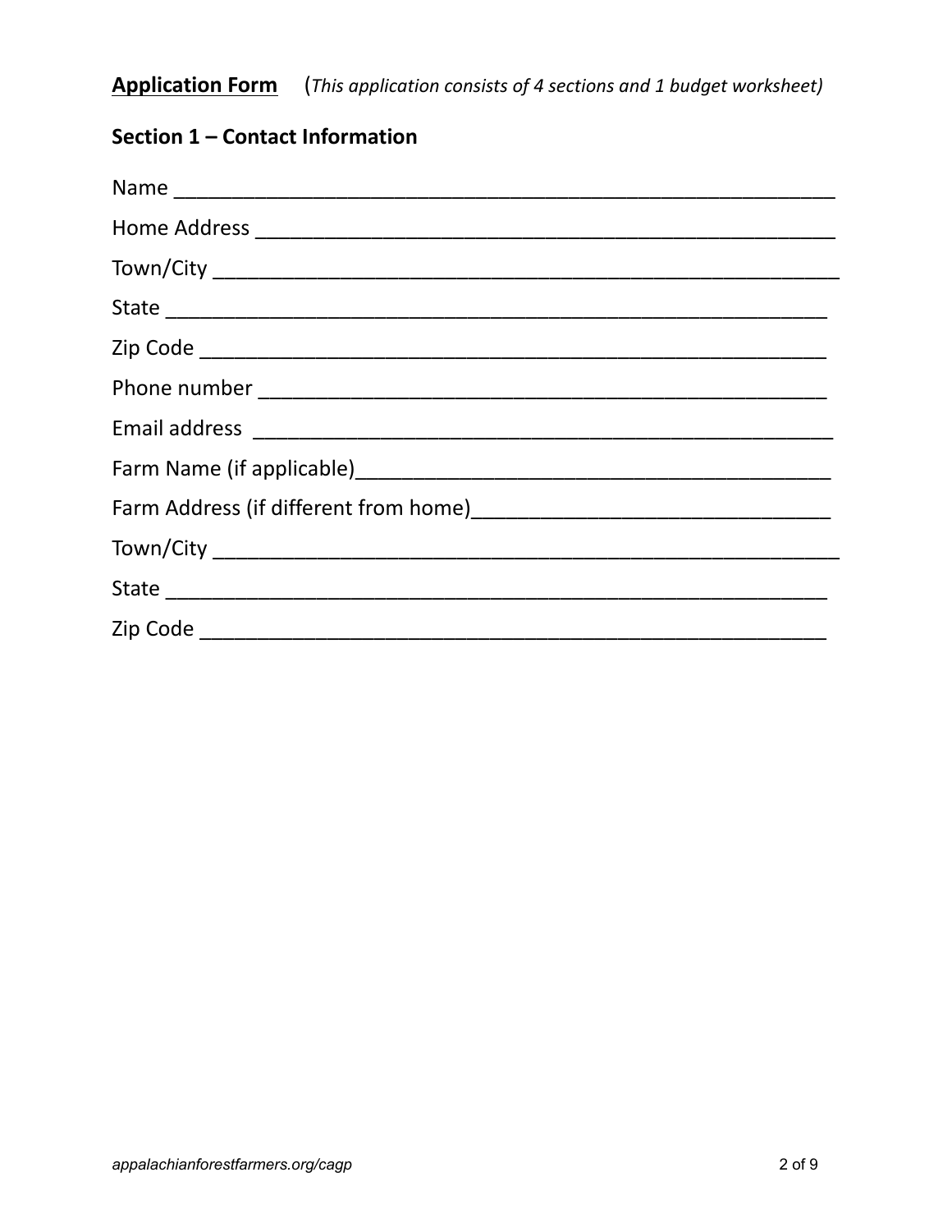**Application Form** (*This application consists of 4 sections and 1 budget worksheet)*

## Section 1 – Contact Information

Name ___________________________________________________________

Home Address ____________________________________________________

Town/City _______________________________________________________

State ___________________________________________________________

Zip Code ________________________________________________________

Phone number ____________________________________________________

Email address ____________________________________________________

Farm Name (if applicable)__________________________________________

Farm Address (if different from home)_______________________________

Town/City _______________________________________________________

State ___________________________________________________________

Zip Code ________________________________________________________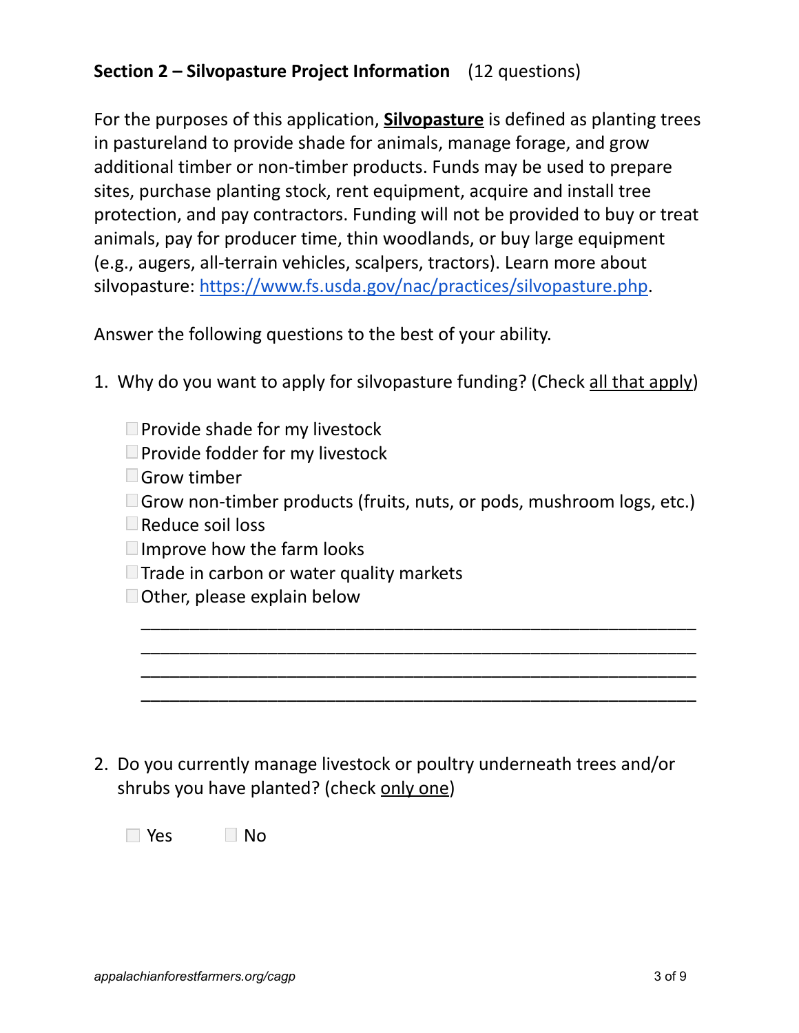**Section 2 – Silvopasture Project Information** (12 questions)

For the purposes of this application, **<u>Silvopasture</u>** is defined as planting trees in pastureland to provide shade for animals, manage forage, and grow additional timber or non-timber products. Funds may be used to prepare sites, purchase planting stock, rent equipment, acquire and install tree protection, and pay contractors. Funding will not be provided to buy or treat animals, pay for producer time, thin woodlands, or buy large equipment (e.g., augers, all-terrain vehicles, scalpers, tractors). Learn more about silvopasture: https://www.fs.usda.gov/nac/practices/silvopasture.php.

Answer the following questions to the best of your ability.

1. Why do you want to apply for silvopasture funding? (Check <u>all that apply</u>)

   - ☐ Provide shade for my livestock
   - ☐ Provide fodder for my livestock
   - ☐ Grow timber
   - ☐ Grow non-timber products (fruits, nuts, or pods, mushroom logs, etc.)
   - ☐ Reduce soil loss
   - ☐ Improve how the farm looks
   - ☐ Trade in carbon or water quality markets
   - ☐ Other, please explain below

   ______________________________________________________________
   ______________________________________________________________
   ______________________________________________________________
   ______________________________________________________________

2. Do you currently manage livestock or poultry underneath trees and/or shrubs you have planted? (check <u>only one</u>)

   ☐ Yes ☐ No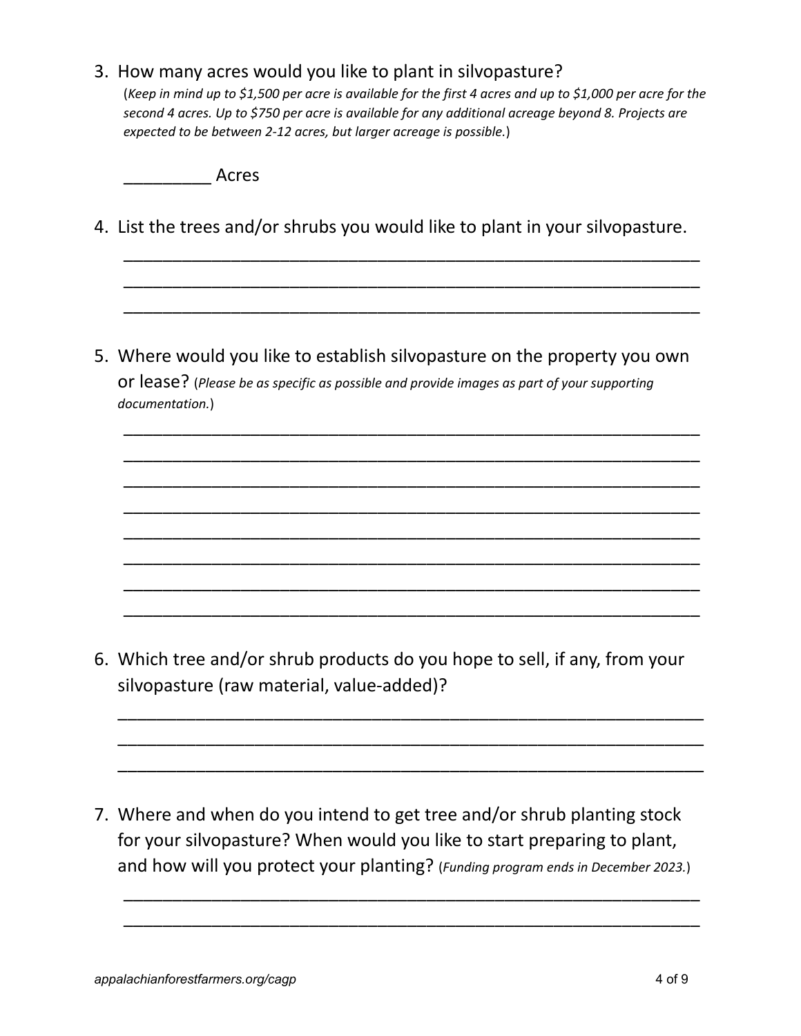3. How many acres would you like to plant in silvopasture?
   (*Keep in mind up to $1,500 per acre is available for the first 4 acres and up to $1,000 per acre for the second 4 acres. Up to $750 per acre is available for any additional acreage beyond 8. Projects are expected to be between 2-12 acres, but larger acreage is possible.*)

   _________ Acres

4. List the trees and/or shrubs you would like to plant in your silvopasture.

   ____________________________________________________________
   ____________________________________________________________
   ____________________________________________________________

5. Where would you like to establish silvopasture on the property you own or lease? (*Please be as specific as possible and provide images as part of your supporting documentation.*)

   ____________________________________________________________
   ____________________________________________________________
   ____________________________________________________________
   ____________________________________________________________
   ____________________________________________________________
   ____________________________________________________________
   ____________________________________________________________
   ____________________________________________________________

6. Which tree and/or shrub products do you hope to sell, if any, from your silvopasture (raw material, value-added)?

   ____________________________________________________________
   ____________________________________________________________
   ____________________________________________________________

7. Where and when do you intend to get tree and/or shrub planting stock for your silvopasture? When would you like to start preparing to plant, and how will you protect your planting? (*Funding program ends in December 2023.*)

   ____________________________________________________________
   ____________________________________________________________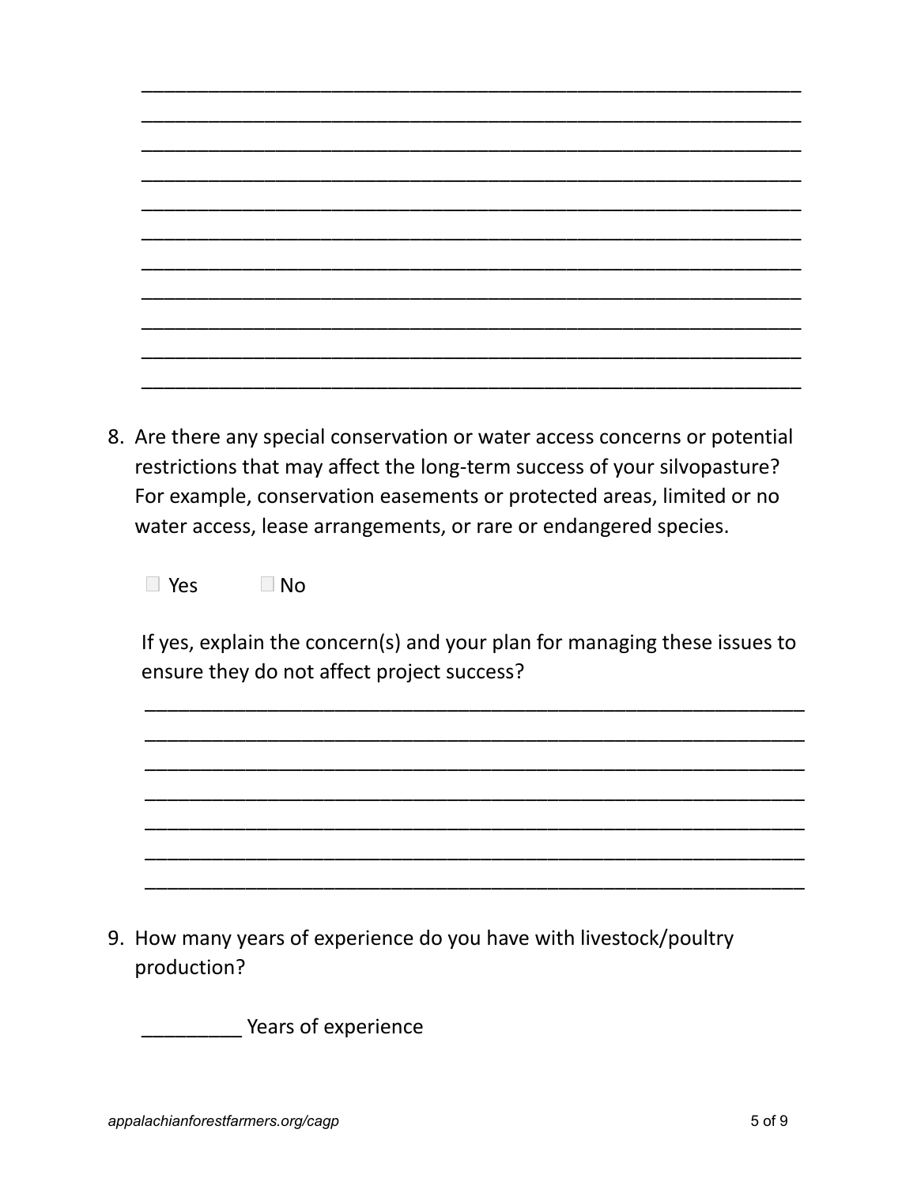\_\_\_\_\_\_\_\_\_\_\_\_\_\_\_\_\_\_\_\_\_\_\_\_\_\_\_\_\_\_\_\_\_\_\_\_\_\_\_\_\_\_\_\_\_\_\_\_\_\_\_\_\_\_\_\_\_\_\_\_
\_\_\_\_\_\_\_\_\_\_\_\_\_\_\_\_\_\_\_\_\_\_\_\_\_\_\_\_\_\_\_\_\_\_\_\_\_\_\_\_\_\_\_\_\_\_\_\_\_\_\_\_\_\_\_\_\_\_\_\_
\_\_\_\_\_\_\_\_\_\_\_\_\_\_\_\_\_\_\_\_\_\_\_\_\_\_\_\_\_\_\_\_\_\_\_\_\_\_\_\_\_\_\_\_\_\_\_\_\_\_\_\_\_\_\_\_\_\_\_\_
\_\_\_\_\_\_\_\_\_\_\_\_\_\_\_\_\_\_\_\_\_\_\_\_\_\_\_\_\_\_\_\_\_\_\_\_\_\_\_\_\_\_\_\_\_\_\_\_\_\_\_\_\_\_\_\_\_\_\_\_
\_\_\_\_\_\_\_\_\_\_\_\_\_\_\_\_\_\_\_\_\_\_\_\_\_\_\_\_\_\_\_\_\_\_\_\_\_\_\_\_\_\_\_\_\_\_\_\_\_\_\_\_\_\_\_\_\_\_\_\_
\_\_\_\_\_\_\_\_\_\_\_\_\_\_\_\_\_\_\_\_\_\_\_\_\_\_\_\_\_\_\_\_\_\_\_\_\_\_\_\_\_\_\_\_\_\_\_\_\_\_\_\_\_\_\_\_\_\_\_\_
\_\_\_\_\_\_\_\_\_\_\_\_\_\_\_\_\_\_\_\_\_\_\_\_\_\_\_\_\_\_\_\_\_\_\_\_\_\_\_\_\_\_\_\_\_\_\_\_\_\_\_\_\_\_\_\_\_\_\_\_
\_\_\_\_\_\_\_\_\_\_\_\_\_\_\_\_\_\_\_\_\_\_\_\_\_\_\_\_\_\_\_\_\_\_\_\_\_\_\_\_\_\_\_\_\_\_\_\_\_\_\_\_\_\_\_\_\_\_\_\_
\_\_\_\_\_\_\_\_\_\_\_\_\_\_\_\_\_\_\_\_\_\_\_\_\_\_\_\_\_\_\_\_\_\_\_\_\_\_\_\_\_\_\_\_\_\_\_\_\_\_\_\_\_\_\_\_\_\_\_\_
\_\_\_\_\_\_\_\_\_\_\_\_\_\_\_\_\_\_\_\_\_\_\_\_\_\_\_\_\_\_\_\_\_\_\_\_\_\_\_\_\_\_\_\_\_\_\_\_\_\_\_\_\_\_\_\_\_\_\_\_
\_\_\_\_\_\_\_\_\_\_\_\_\_\_\_\_\_\_\_\_\_\_\_\_\_\_\_\_\_\_\_\_\_\_\_\_\_\_\_\_\_\_\_\_\_\_\_\_\_\_\_\_\_\_\_\_\_\_\_\_

8. Are there any special conservation or water access concerns or potential restrictions that may affect the long-term success of your silvopasture? For example, conservation easements or protected areas, limited or no water access, lease arrangements, or rare or endangered species.

   ☐ Yes ☐ No

   If yes, explain the concern(s) and your plan for managing these issues to ensure they do not affect project success?

   \_\_\_\_\_\_\_\_\_\_\_\_\_\_\_\_\_\_\_\_\_\_\_\_\_\_\_\_\_\_\_\_\_\_\_\_\_\_\_\_\_\_\_\_\_\_\_\_\_\_\_\_\_\_\_\_\_\_\_\_
   \_\_\_\_\_\_\_\_\_\_\_\_\_\_\_\_\_\_\_\_\_\_\_\_\_\_\_\_\_\_\_\_\_\_\_\_\_\_\_\_\_\_\_\_\_\_\_\_\_\_\_\_\_\_\_\_\_\_\_\_
   \_\_\_\_\_\_\_\_\_\_\_\_\_\_\_\_\_\_\_\_\_\_\_\_\_\_\_\_\_\_\_\_\_\_\_\_\_\_\_\_\_\_\_\_\_\_\_\_\_\_\_\_\_\_\_\_\_\_\_\_
   \_\_\_\_\_\_\_\_\_\_\_\_\_\_\_\_\_\_\_\_\_\_\_\_\_\_\_\_\_\_\_\_\_\_\_\_\_\_\_\_\_\_\_\_\_\_\_\_\_\_\_\_\_\_\_\_\_\_\_\_
   \_\_\_\_\_\_\_\_\_\_\_\_\_\_\_\_\_\_\_\_\_\_\_\_\_\_\_\_\_\_\_\_\_\_\_\_\_\_\_\_\_\_\_\_\_\_\_\_\_\_\_\_\_\_\_\_\_\_\_\_
   \_\_\_\_\_\_\_\_\_\_\_\_\_\_\_\_\_\_\_\_\_\_\_\_\_\_\_\_\_\_\_\_\_\_\_\_\_\_\_\_\_\_\_\_\_\_\_\_\_\_\_\_\_\_\_\_\_\_\_\_
   \_\_\_\_\_\_\_\_\_\_\_\_\_\_\_\_\_\_\_\_\_\_\_\_\_\_\_\_\_\_\_\_\_\_\_\_\_\_\_\_\_\_\_\_\_\_\_\_\_\_\_\_\_\_\_\_\_\_\_\_

9. How many years of experience do you have with livestock/poultry production?

   \_\_\_\_\_\_\_\_\_ Years of experience

*appalachianforestfarmers.org/cagp*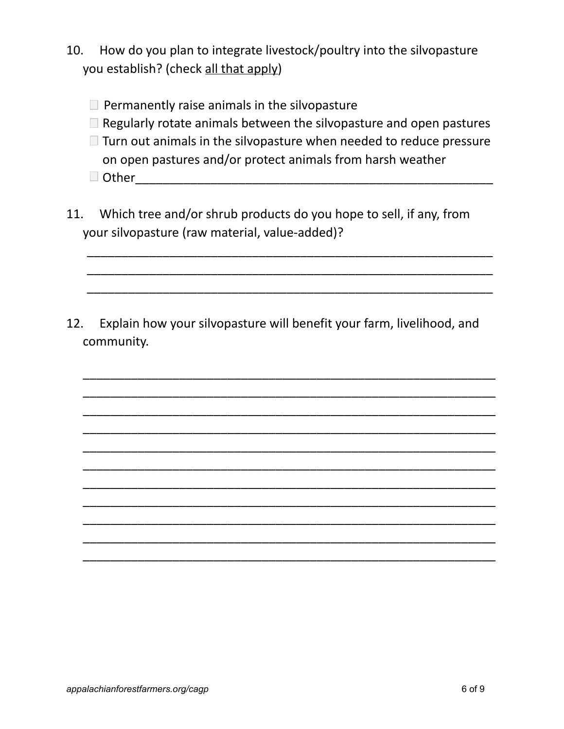10. How do you plan to integrate livestock/poultry into the silvopasture you establish? (check all that apply)

- ☐ Permanently raise animals in the silvopasture
- ☐ Regularly rotate animals between the silvopasture and open pastures
- ☐ Turn out animals in the silvopasture when needed to reduce pressure on open pastures and/or protect animals from harsh weather
- ☐ Other_______________________________________________

11. Which tree and/or shrub products do you hope to sell, if any, from your silvopasture (raw material, value-added)?

_______________________________________________
_______________________________________________
_______________________________________________

12. Explain how your silvopasture will benefit your farm, livelihood, and community.

_______________________________________________
_______________________________________________
_______________________________________________
_______________________________________________
_______________________________________________
_______________________________________________
_______________________________________________
_______________________________________________
_______________________________________________
_______________________________________________
_______________________________________________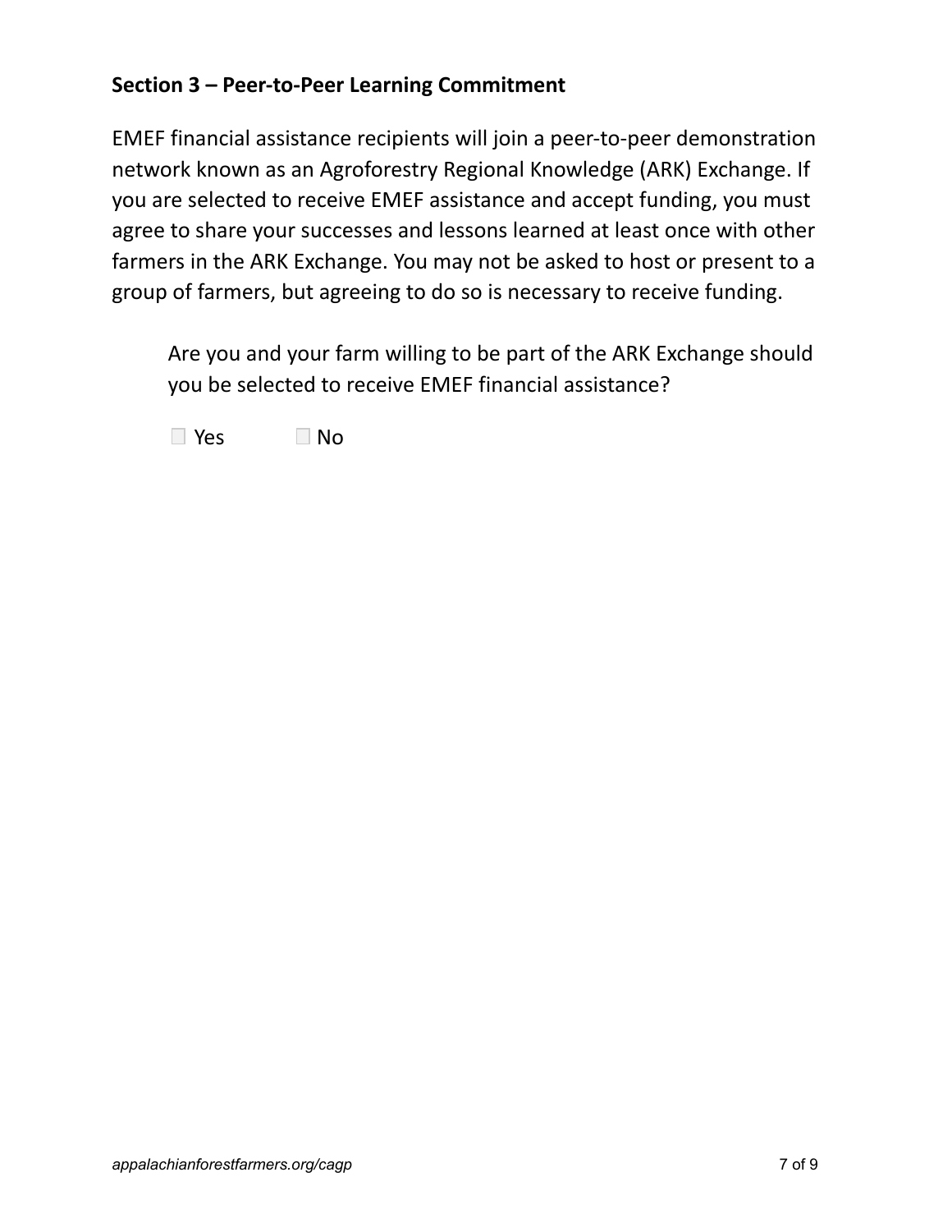### Section 3 – Peer-to-Peer Learning Commitment

EMEF financial assistance recipients will join a peer-to-peer demonstration network known as an Agroforestry Regional Knowledge (ARK) Exchange. If you are selected to receive EMEF assistance and accept funding, you must agree to share your successes and lessons learned at least once with other farmers in the ARK Exchange. You may not be asked to host or present to a group of farmers, but agreeing to do so is necessary to receive funding.

Are you and your farm willing to be part of the ARK Exchange should you be selected to receive EMEF financial assistance?

☐ Yes ☐ No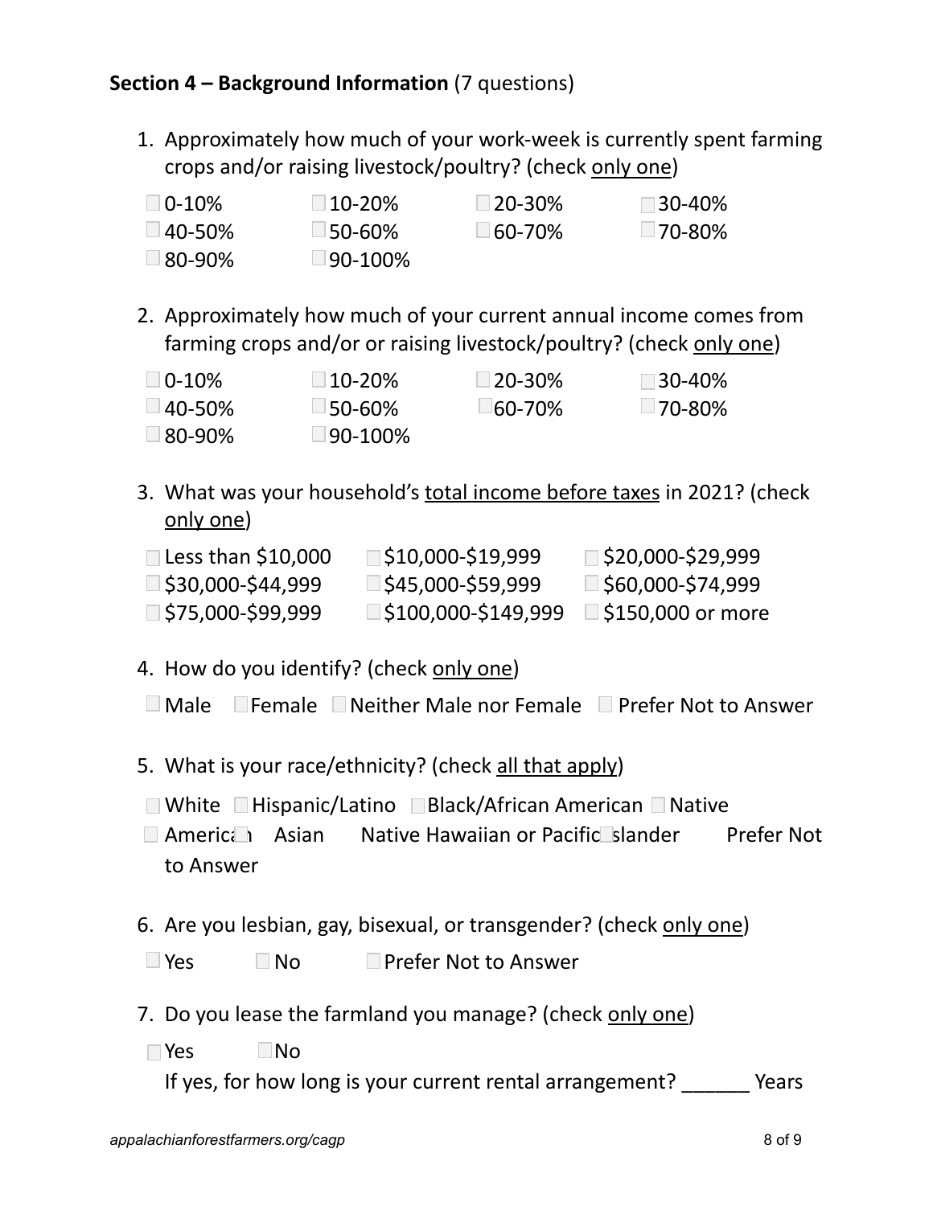**Section 4 – Background Information** (7 questions)

1. Approximately how much of your work-week is currently spent farming crops and/or raising livestock/poultry? (check only one)

   ☐ 0-10% ☐ 10-20% ☐ 20-30% ☐ 30-40%
   ☐ 40-50% ☐ 50-60% ☐ 60-70% ☐ 70-80%
   ☐ 80-90% ☐ 90-100%

2. Approximately how much of your current annual income comes from farming crops and/or or raising livestock/poultry? (check only one)

   ☐ 0-10% ☐ 10-20% ☐ 20-30% ☐ 30-40%
   ☐ 40-50% ☐ 50-60% ☐ 60-70% ☐ 70-80%
   ☐ 80-90% ☐ 90-100%

3. What was your household's total income before taxes in 2021? (check only one)

   ☐ Less than $10,000 ☐ $10,000-$19,999 ☐ $20,000-$29,999
   ☐ $30,000-$44,999 ☐ $45,000-$59,999 ☐ $60,000-$74,999
   ☐ $75,000-$99,999 ☐ $100,000-$149,999 ☐ $150,000 or more

4. How do you identify? (check only one)

   ☐ Male ☐ Female ☐ Neither Male nor Female ☐ Prefer Not to Answer

5. What is your race/ethnicity? (check all that apply)

   ☐ White ☐ Hispanic/Latino ☐ Black/African American ☐ Native American ☐ Asian Native Hawaiian or Pacific Islander Prefer Not to Answer

6. Are you lesbian, gay, bisexual, or transgender? (check only one)

   ☐ Yes ☐ No ☐ Prefer Not to Answer

7. Do you lease the farmland you manage? (check only one)

   ☐ Yes ☐ No

   If yes, for how long is your current rental arrangement? ______ Years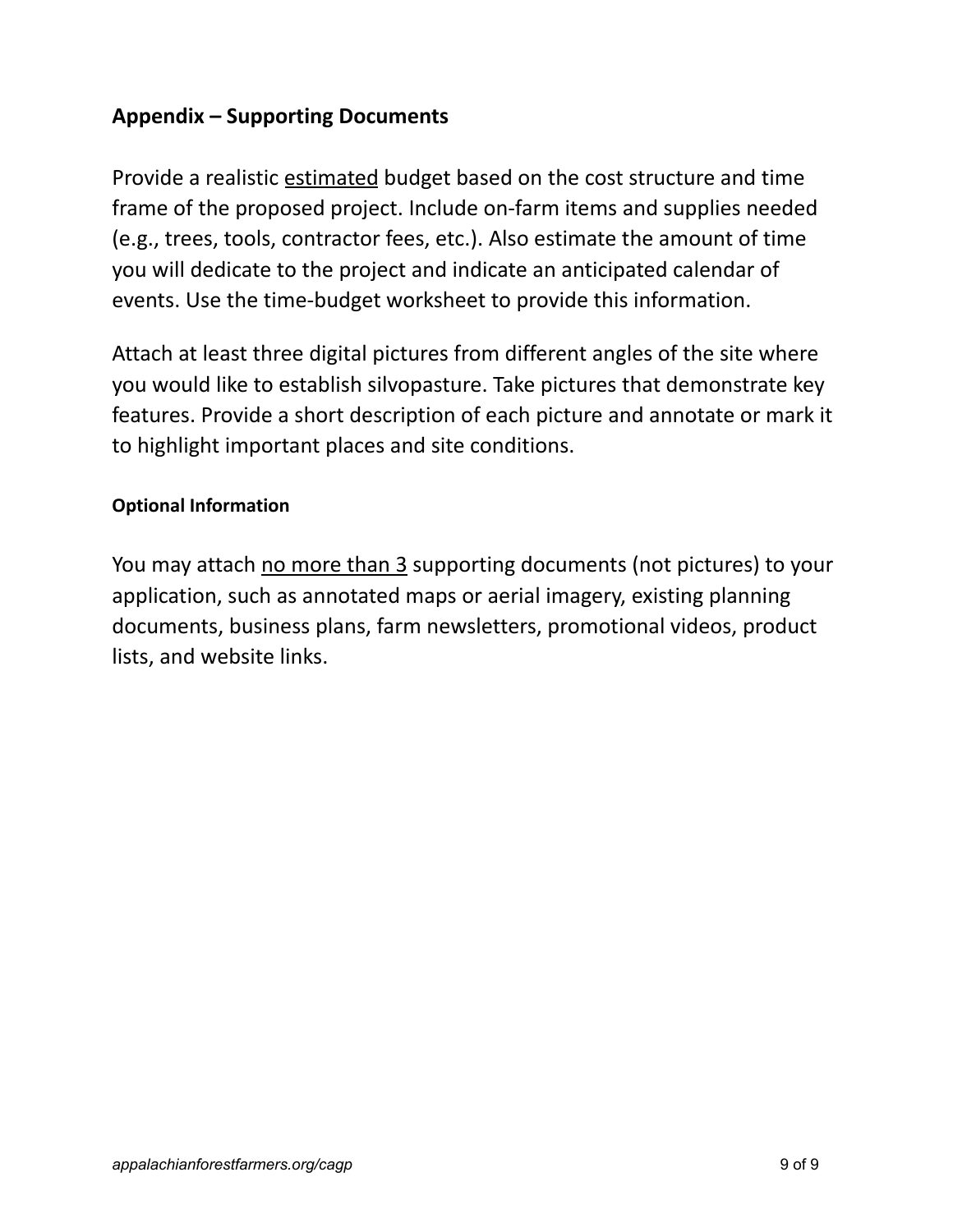## Appendix – Supporting Documents

Provide a realistic estimated budget based on the cost structure and time frame of the proposed project. Include on-farm items and supplies needed (e.g., trees, tools, contractor fees, etc.). Also estimate the amount of time you will dedicate to the project and indicate an anticipated calendar of events. Use the time-budget worksheet to provide this information.

Attach at least three digital pictures from different angles of the site where you would like to establish silvopasture. Take pictures that demonstrate key features. Provide a short description of each picture and annotate or mark it to highlight important places and site conditions.

### Optional Information

You may attach no more than 3 supporting documents (not pictures) to your application, such as annotated maps or aerial imagery, existing planning documents, business plans, farm newsletters, promotional videos, product lists, and website links.